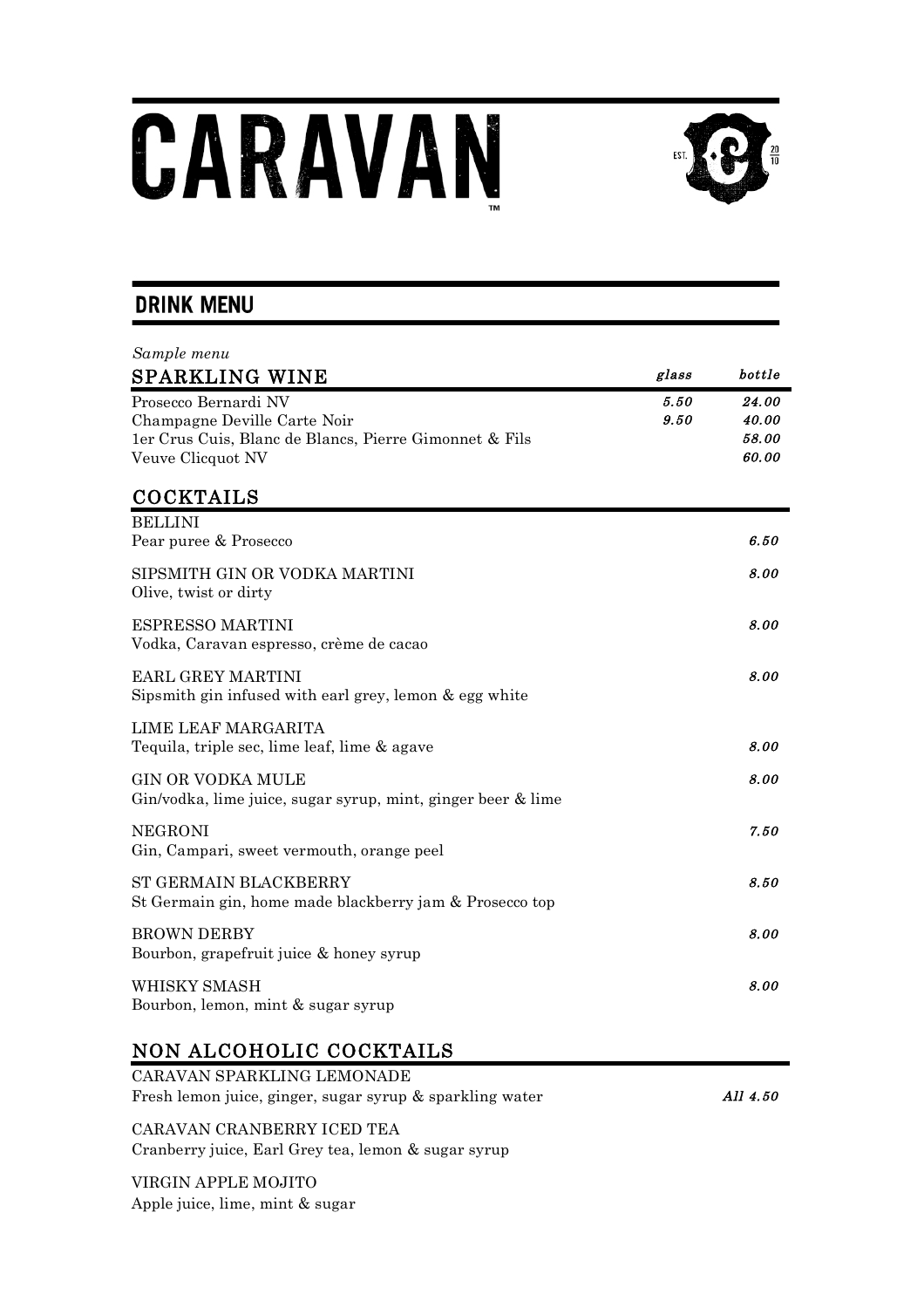# CARAVAN

EST. 2010

## DRINK MENU

*Sample menu*

### SPARKLING WINE

| | *glass* | *bottle* |
|---|---|---|
| Prosecco Bernardi NV | *5.50* | *24.00* |
| Champagne Deville Carte Noir | *9.50* | *40.00* |
| 1er Crus Cuis, Blanc de Blancs, Pierre Gimonnet & Fils | | *58.00* |
| Veuve Clicquot NV | | *60.00* |

### COCKTAILS

BELLINI
Pear puree & Prosecco — *6.50*

SIPSMITH GIN OR VODKA MARTINI — *8.00*
Olive, twist or dirty

ESPRESSO MARTINI — *8.00*
Vodka, Caravan espresso, crème de cacao

EARL GREY MARTINI — *8.00*
Sipsmith gin infused with earl grey, lemon & egg white

LIME LEAF MARGARITA
Tequila, triple sec, lime leaf, lime & agave — *8.00*

GIN OR VODKA MULE — *8.00*
Gin/vodka, lime juice, sugar syrup, mint, ginger beer & lime

NEGRONI — *7.50*
Gin, Campari, sweet vermouth, orange peel

ST GERMAIN BLACKBERRY — *8.50*
St Germain gin, home made blackberry jam & Prosecco top

BROWN DERBY — *8.00*
Bourbon, grapefruit juice & honey syrup

WHISKY SMASH — *8.00*
Bourbon, lemon, mint & sugar syrup

### NON ALCOHOLIC COCKTAILS

CARAVAN SPARKLING LEMONADE
Fresh lemon juice, ginger, sugar syrup & sparkling water — *All 4.50*

CARAVAN CRANBERRY ICED TEA
Cranberry juice, Earl Grey tea, lemon & sugar syrup

VIRGIN APPLE MOJITO
Apple juice, lime, mint & sugar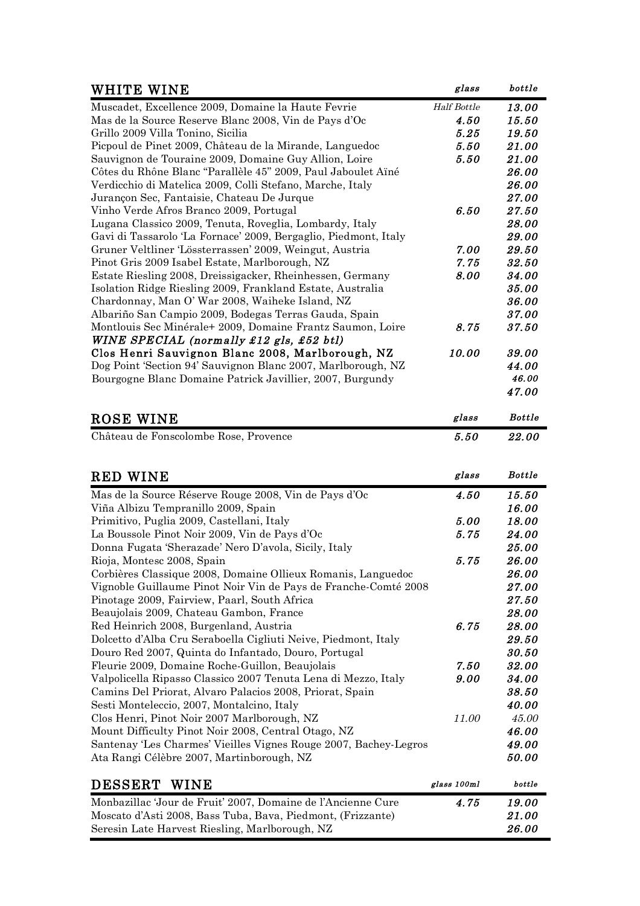| WHITE WINE | *glass* | *bottle* |
|---|---|---|
| Muscadet, Excellence 2009, Domaine la Haute Fevrie | *Half Bottle* | *13.00* |
| Mas de la Source Reserve Blanc 2008, Vin de Pays d'Oc | *4.50* | *15.50* |
| Grillo 2009 Villa Tonino, Sicilia | *5.25* | *19.50* |
| Picpoul de Pinet 2009, Château de la Mirande, Languedoc | *5.50* | *21.00* |
| Sauvignon de Touraine 2009, Domaine Guy Allion, Loire | *5.50* | *21.00* |
| Côtes du Rhône Blanc "Parallèle 45" 2009, Paul Jaboulet Aïné | | *26.00* |
| Verdicchio di Matelica 2009, Colli Stefano, Marche, Italy | | *26.00* |
| Jurançon Sec, Fantaisie, Chateau De Jurque | | *27.00* |
| Vinho Verde Afros Branco 2009, Portugal | *6.50* | *27.50* |
| Lugana Classico 2009, Tenuta, Roveglia, Lombardy, Italy | | *28.00* |
| Gavi di Tassarolo 'La Fornace' 2009, Bergaglio, Piedmont, Italy | | *29.00* |
| Gruner Veltliner 'Lössterrassen' 2009, Weingut, Austria | *7.00* | *29.50* |
| Pinot Gris 2009 Isabel Estate, Marlborough, NZ | *7.75* | *32.50* |
| Estate Riesling 2008, Dreissigacker, Rheinhessen, Germany | *8.00* | *34.00* |
| Isolation Ridge Riesling 2009, Frankland Estate, Australia | | *35.00* |
| Chardonnay, Man O' War 2008, Waiheke Island, NZ | | *36.00* |
| Albariño San Campio 2009, Bodegas Terras Gauda, Spain | | *37.00* |
| Montlouis Sec Minérale+ 2009, Domaine Frantz Saumon, Loire | *8.75* | *37.50* |
| ***WINE SPECIAL (normally £12 gls, £52 btl)*** | | |
| **Clos Henri Sauvignon Blanc 2008, Marlborough, NZ** | ***10.00*** | ***39.00*** |
| Dog Point 'Section 94' Sauvignon Blanc 2007, Marlborough, NZ | | *44.00* |
| Bourgogne Blanc Domaine Patrick Javillier, 2007, Burgundy | | *46.00* |
| | | *47.00* |

| ROSE WINE | *glass* | *Bottle* |
|---|---|---|
| Château de Fonscolombe Rose, Provence | *5.50* | *22.00* |

| RED WINE | *glass* | *Bottle* |
|---|---|---|
| Mas de la Source Réserve Rouge 2008, Vin de Pays d'Oc | *4.50* | *15.50* |
| Viña Albizu Tempranillo 2009, Spain | | *16.00* |
| Primitivo, Puglia 2009, Castellani, Italy | *5.00* | *18.00* |
| La Boussole Pinot Noir 2009, Vin de Pays d'Oc | *5.75* | *24.00* |
| Donna Fugata 'Sherazade' Nero D'avola, Sicily, Italy | | *25.00* |
| Rioja, Montesc 2008, Spain | *5.75* | *26.00* |
| Corbières Classique 2008, Domaine Ollieux Romanis, Languedoc | | *26.00* |
| Vignoble Guillaume Pinot Noir Vin de Pays de Franche-Comté 2008 | | *27.00* |
| Pinotage 2009, Fairview, Paarl, South Africa | | *27.50* |
| Beaujolais 2009, Chateau Gambon, France | | *28.00* |
| Red Heinrich 2008, Burgenland, Austria | *6.75* | *28.00* |
| Dolcetto d'Alba Cru Seraboella Cigliuti Neive, Piedmont, Italy | | *29.50* |
| Douro Red 2007, Quinta do Infantado, Douro, Portugal | | *30.50* |
| Fleurie 2009, Domaine Roche-Guillon, Beaujolais | *7.50* | *32.00* |
| Valpolicella Ripasso Classico 2007 Tenuta Lena di Mezzo, Italy | *9.00* | *34.00* |
| Camins Del Priorat, Alvaro Palacios 2008, Priorat, Spain | | *38.50* |
| Sesti Monteleccio, 2007, Montalcino, Italy | | *40.00* |
| Clos Henri, Pinot Noir 2007 Marlborough, NZ | *11.00* | *45.00* |
| Mount Difficulty Pinot Noir 2008, Central Otago, NZ | | *46.00* |
| Santenay 'Les Charmes' Vieilles Vignes Rouge 2007, Bachey-Legros | | *49.00* |
| Ata Rangi Célèbre 2007, Martinborough, NZ | | *50.00* |

| DESSERT WINE | *glass 100ml* | *bottle* |
|---|---|---|
| Monbazillac 'Jour de Fruit' 2007, Domaine de l'Ancienne Cure | *4.75* | *19.00* |
| Moscato d'Asti 2008, Bass Tuba, Bava, Piedmont, (Frizzante) | | *21.00* |
| Seresin Late Harvest Riesling, Marlborough, NZ | | *26.00* |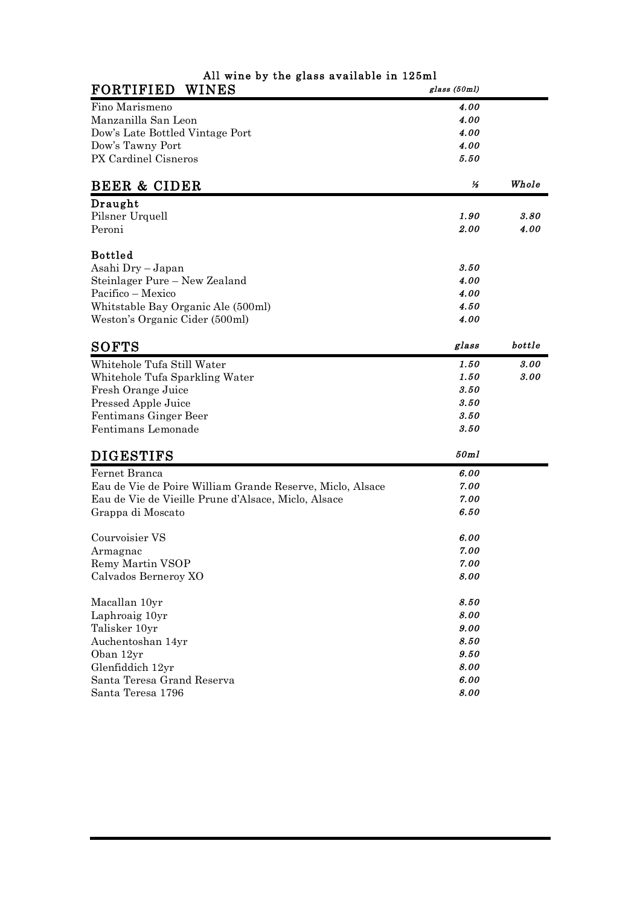All wine by the glass available in 125ml

## FORTIFIED WINES

| | *glass (50ml)* |
|---|---|
| Fino Marismeno | *4.00* |
| Manzanilla San Leon | *4.00* |
| Dow's Late Bottled Vintage Port | *4.00* |
| Dow's Tawny Port | *4.00* |
| PX Cardinel Cisneros | *5.50* |

## BEER & CIDER

| | *½* | *Whole* |
|---|---|---|
| **Draught** | | |
| Pilsner Urquell | *1.90* | *3.80* |
| Peroni | *2.00* | *4.00* |
| **Bottled** | | |
| Asahi Dry – Japan | *3.50* | |
| Steinlager Pure – New Zealand | *4.00* | |
| Pacifico – Mexico | *4.00* | |
| Whitstable Bay Organic Ale (500ml) | *4.50* | |
| Weston's Organic Cider (500ml) | *4.00* | |

## SOFTS

| | *glass* | *bottle* |
|---|---|---|
| Whitehole Tufa Still Water | *1.50* | *3.00* |
| Whitehole Tufa Sparkling Water | *1.50* | *3.00* |
| Fresh Orange Juice | *3.50* | |
| Pressed Apple Juice | *3.50* | |
| Fentimans Ginger Beer | *3.50* | |
| Fentimans Lemonade | *3.50* | |

## DIGESTIFS

| | *50ml* |
|---|---|
| Fernet Branca | *6.00* |
| Eau de Vie de Poire William Grande Reserve, Miclo, Alsace | *7.00* |
| Eau de Vie de Vieille Prune d'Alsace, Miclo, Alsace | *7.00* |
| Grappa di Moscato | *6.50* |
| Courvoisier VS | *6.00* |
| Armagnac | *7.00* |
| Remy Martin VSOP | *7.00* |
| Calvados Berneroy XO | *8.00* |
| Macallan 10yr | *8.50* |
| Laphroaig 10yr | *8.00* |
| Talisker 10yr | *9.00* |
| Auchentoshan 14yr | *8.50* |
| Oban 12yr | *9.50* |
| Glenfiddich 12yr | *8.00* |
| Santa Teresa Grand Reserva | *6.00* |
| Santa Teresa 1796 | *8.00* |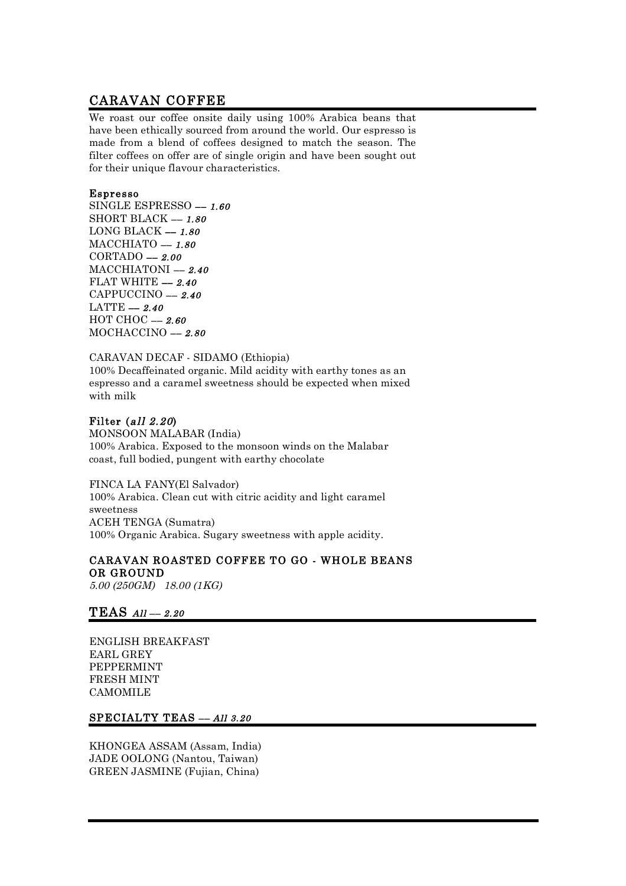## CARAVAN COFFEE

We roast our coffee onsite daily using 100% Arabica beans that have been ethically sourced from around the world. Our espresso is made from a blend of coffees designed to match the season. The filter coffees on offer are of single origin and have been sought out for their unique flavour characteristics.

**Espresso**

SINGLE ESPRESSO –– ***1.60***
SHORT BLACK –– ***1.80***
LONG BLACK –– ***1.80***
MACCHIATO –– ***1.80***
CORTADO –– ***2.00***
MACCHIATONI –– ***2.40***
FLAT WHITE –– ***2.40***
CAPPUCCINO –– ***2.40***
LATTE –– ***2.40***
HOT CHOC –– ***2.60***
MOCHACCINO –– ***2.80***

CARAVAN DECAF - SIDAMO (Ethiopia)
100% Decaffeinated organic. Mild acidity with earthy tones as an espresso and a caramel sweetness should be expected when mixed with milk

**Filter (*all 2.20*)**

MONSOON MALABAR (India)
100% Arabica. Exposed to the monsoon winds on the Malabar coast, full bodied, pungent with earthy chocolate

FINCA LA FANY(El Salvador)
100% Arabica. Clean cut with citric acidity and light caramel sweetness
ACEH TENGA (Sumatra)
100% Organic Arabica. Sugary sweetness with apple acidity.

**CARAVAN ROASTED COFFEE TO GO - WHOLE BEANS OR GROUND**
*5.00 (250GM) 18.00 (1KG)*

## TEAS *All –– 2.20*

ENGLISH BREAKFAST
EARL GREY
PEPPERMINT
FRESH MINT
CAMOMILE

### SPECIALTY TEAS –– *All 3.20*

KHONGEA ASSAM (Assam, India)
JADE OOLONG (Nantou, Taiwan)
GREEN JASMINE (Fujian, China)